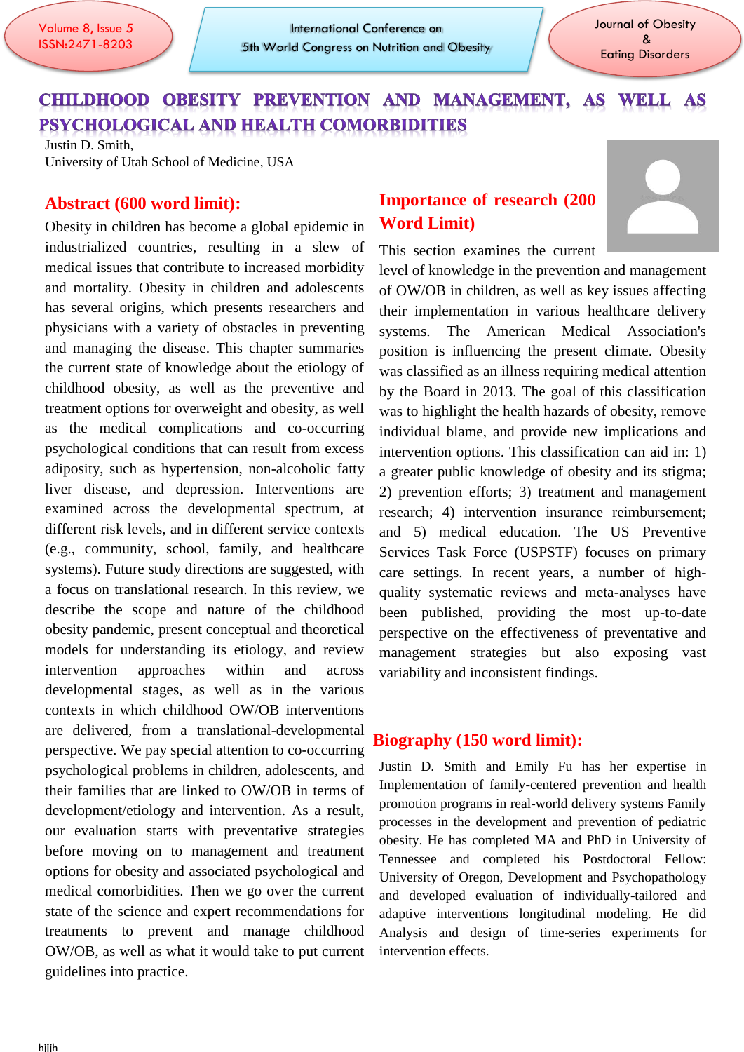# CHILDHOOD OBESITY PREVENTION AND MANAGEMENT, AS WELL AS PSYCHOLOGICAL AND HEALTH COMORBIDITIES

Justin D. Smith,
University of Utah School of Medicine, USA

## Abstract (600 word limit):

Obesity in children has become a global epidemic in industrialized countries, resulting in a slew of medical issues that contribute to increased morbidity and mortality. Obesity in children and adolescents has several origins, which presents researchers and physicians with a variety of obstacles in preventing and managing the disease. This chapter summaries the current state of knowledge about the etiology of childhood obesity, as well as the preventive and treatment options for overweight and obesity, as well as the medical complications and co-occurring psychological conditions that can result from excess adiposity, such as hypertension, non-alcoholic fatty liver disease, and depression. Interventions are examined across the developmental spectrum, at different risk levels, and in different service contexts (e.g., community, school, family, and healthcare systems). Future study directions are suggested, with a focus on translational research. In this review, we describe the scope and nature of the childhood obesity pandemic, present conceptual and theoretical models for understanding its etiology, and review intervention approaches within and across developmental stages, as well as in the various contexts in which childhood OW/OB interventions are delivered, from a translational-developmental perspective. We pay special attention to co-occurring psychological problems in children, adolescents, and their families that are linked to OW/OB in terms of development/etiology and intervention. As a result, our evaluation starts with preventative strategies before moving on to management and treatment options for obesity and associated psychological and medical comorbidities. Then we go over the current state of the science and expert recommendations for treatments to prevent and manage childhood OW/OB, as well as what it would take to put current guidelines into practice.

## Importance of research (200 Word Limit)

This section examines the current level of knowledge in the prevention and management of OW/OB in children, as well as key issues affecting their implementation in various healthcare delivery systems. The American Medical Association's position is influencing the present climate. Obesity was classified as an illness requiring medical attention by the Board in 2013. The goal of this classification was to highlight the health hazards of obesity, remove individual blame, and provide new implications and intervention options. This classification can aid in: 1) a greater public knowledge of obesity and its stigma; 2) prevention efforts; 3) treatment and management research; 4) intervention insurance reimbursement; and 5) medical education. The US Preventive Services Task Force (USPSTF) focuses on primary care settings. In recent years, a number of high-quality systematic reviews and meta-analyses have been published, providing the most up-to-date perspective on the effectiveness of preventative and management strategies but also exposing vast variability and inconsistent findings.

## Biography (150 word limit):

Justin D. Smith and Emily Fu has her expertise in Implementation of family-centered prevention and health promotion programs in real-world delivery systems Family processes in the development and prevention of pediatric obesity. He has completed MA and PhD in University of Tennessee and completed his Postdoctoral Fellow: University of Oregon, Development and Psychopathology and developed evaluation of individually-tailored and adaptive interventions longitudinal modeling. He did Analysis and design of time-series experiments for intervention effects.

hjjjh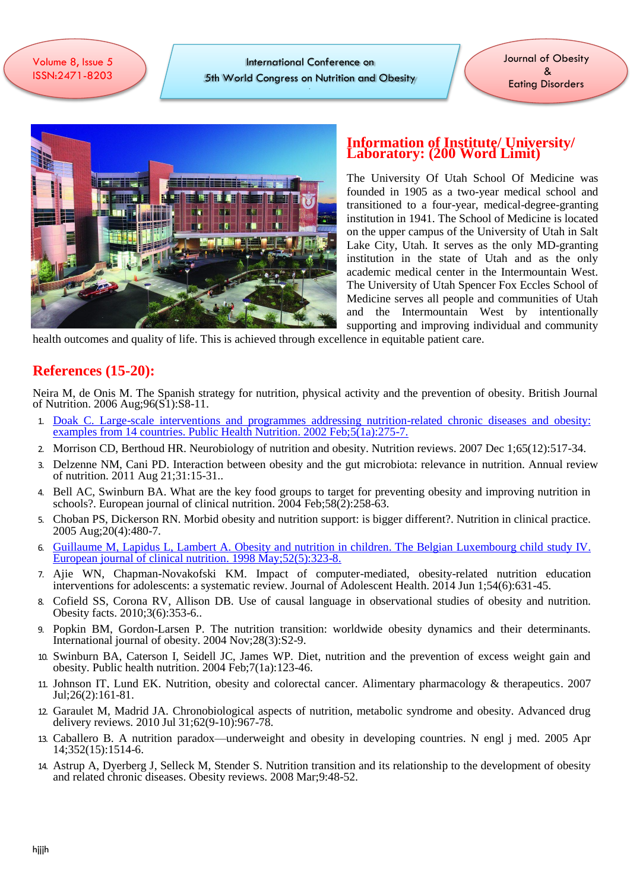## Information of Institute/ University/ Laboratory: (200 Word Limit)

The University Of Utah School Of Medicine was founded in 1905 as a two-year medical school and transitioned to a four-year, medical-degree-granting institution in 1941. The School of Medicine is located on the upper campus of the University of Utah in Salt Lake City, Utah. It serves as the only MD-granting institution in the state of Utah and as the only academic medical center in the Intermountain West. The University of Utah Spencer Fox Eccles School of Medicine serves all people and communities of Utah and the Intermountain West by intentionally supporting and improving individual and community health outcomes and quality of life. This is achieved through excellence in equitable patient care.

## References (15-20):

Neira M, de Onis M. The Spanish strategy for nutrition, physical activity and the prevention of obesity. British Journal of Nutrition. 2006 Aug;96(S1):S8-11.

1. Doak C. Large-scale interventions and programmes addressing nutrition-related chronic diseases and obesity: examples from 14 countries. Public Health Nutrition. 2002 Feb;5(1a):275-7.
2. Morrison CD, Berthoud HR. Neurobiology of nutrition and obesity. Nutrition reviews. 2007 Dec 1;65(12):517-34.
3. Delzenne NM, Cani PD. Interaction between obesity and the gut microbiota: relevance in nutrition. Annual review of nutrition. 2011 Aug 21;31:15-31..
4. Bell AC, Swinburn BA. What are the key food groups to target for preventing obesity and improving nutrition in schools?. European journal of clinical nutrition. 2004 Feb;58(2):258-63.
5. Choban PS, Dickerson RN. Morbid obesity and nutrition support: is bigger different?. Nutrition in clinical practice. 2005 Aug;20(4):480-7.
6. Guillaume M, Lapidus L, Lambert A. Obesity and nutrition in children. The Belgian Luxembourg child study IV. European journal of clinical nutrition. 1998 May;52(5):323-8.
7. Ajie WN, Chapman-Novakofski KM. Impact of computer-mediated, obesity-related nutrition education interventions for adolescents: a systematic review. Journal of Adolescent Health. 2014 Jun 1;54(6):631-45.
8. Cofield SS, Corona RV, Allison DB. Use of causal language in observational studies of obesity and nutrition. Obesity facts. 2010;3(6):353-6..
9. Popkin BM, Gordon-Larsen P. The nutrition transition: worldwide obesity dynamics and their determinants. International journal of obesity. 2004 Nov;28(3):S2-9.
10. Swinburn BA, Caterson I, Seidell JC, James WP. Diet, nutrition and the prevention of excess weight gain and obesity. Public health nutrition. 2004 Feb;7(1a):123-46.
11. Johnson IT, Lund EK. Nutrition, obesity and colorectal cancer. Alimentary pharmacology & therapeutics. 2007 Jul;26(2):161-81.
12. Garaulet M, Madrid JA. Chronobiological aspects of nutrition, metabolic syndrome and obesity. Advanced drug delivery reviews. 2010 Jul 31;62(9-10):967-78.
13. Caballero B. A nutrition paradox—underweight and obesity in developing countries. N engl j med. 2005 Apr 14;352(15):1514-6.
14. Astrup A, Dyerberg J, Selleck M, Stender S. Nutrition transition and its relationship to the development of obesity and related chronic diseases. Obesity reviews. 2008 Mar;9:48-52.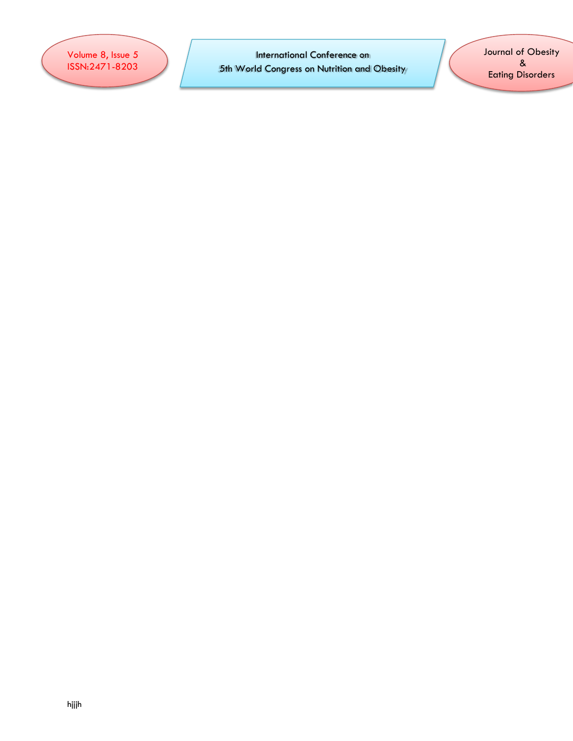hjjjh